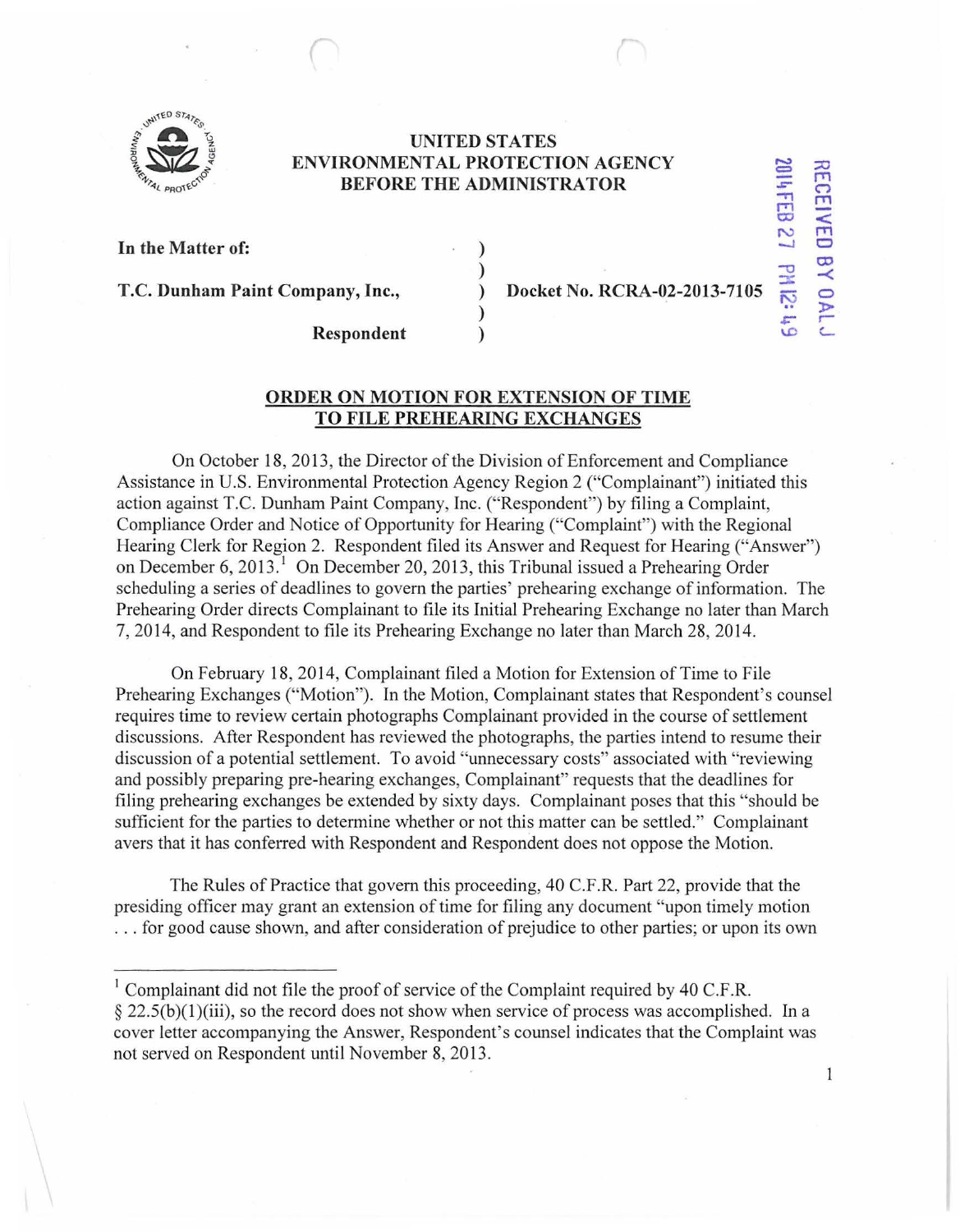UNITED STATES
ENVIRONMENTAL PROTECTION AGENCY
BEFORE THE ADMINISTRATOR

2014 FEB 27 PM 12:49

RECEIVED BY OALJ

**In the Matter of:**

**T.C. Dunham Paint Company, Inc.,**

**Respondent**

) Docket No. RCRA-02-2013-7105

## ORDER ON MOTION FOR EXTENSION OF TIME TO FILE PREHEARING EXCHANGES

On October 18, 2013, the Director of the Division of Enforcement and Compliance Assistance in U.S. Environmental Protection Agency Region 2 ("Complainant") initiated this action against T.C. Dunham Paint Company, Inc. ("Respondent") by filing a Complaint, Compliance Order and Notice of Opportunity for Hearing ("Complaint") with the Regional Hearing Clerk for Region 2. Respondent filed its Answer and Request for Hearing ("Answer") on December 6, 2013.[1] On December 20, 2013, this Tribunal issued a Prehearing Order scheduling a series of deadlines to govern the parties' prehearing exchange of information. The Prehearing Order directs Complainant to file its Initial Prehearing Exchange no later than March 7, 2014, and Respondent to file its Prehearing Exchange no later than March 28, 2014.

On February 18, 2014, Complainant filed a Motion for Extension of Time to File Prehearing Exchanges ("Motion"). In the Motion, Complainant states that Respondent's counsel requires time to review certain photographs Complainant provided in the course of settlement discussions. After Respondent has reviewed the photographs, the parties intend to resume their discussion of a potential settlement. To avoid "unnecessary costs" associated with "reviewing and possibly preparing pre-hearing exchanges, Complainant" requests that the deadlines for filing prehearing exchanges be extended by sixty days. Complainant poses that this "should be sufficient for the parties to determine whether or not this matter can be settled." Complainant avers that it has conferred with Respondent and Respondent does not oppose the Motion.

The Rules of Practice that govern this proceeding, 40 C.F.R. Part 22, provide that the presiding officer may grant an extension of time for filing any document "upon timely motion . . . for good cause shown, and after consideration of prejudice to other parties; or upon its own

[1] Complainant did not file the proof of service of the Complaint required by 40 C.F.R. § 22.5(b)(1)(iii), so the record does not show when service of process was accomplished. In a cover letter accompanying the Answer, Respondent's counsel indicates that the Complaint was not served on Respondent until November 8, 2013.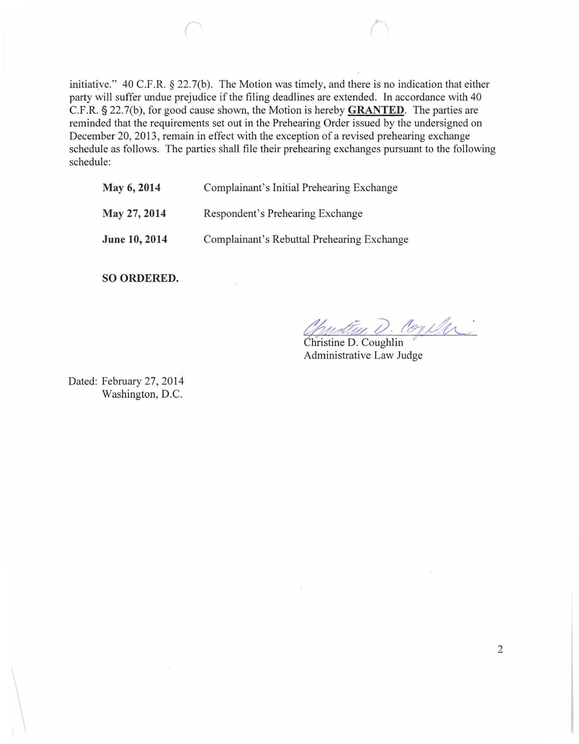initiative." 40 C.F.R. § 22.7(b). The Motion was timely, and there is no indication that either party will suffer undue prejudice if the filing deadlines are extended. In accordance with 40 C.F.R. § 22.7(b), for good cause shown, the Motion is hereby **GRANTED**. The parties are reminded that the requirements set out in the Prehearing Order issued by the undersigned on December 20, 2013, remain in effect with the exception of a revised prehearing exchange schedule as follows. The parties shall file their prehearing exchanges pursuant to the following schedule:

| | |
|---|---|
| **May 6, 2014** | Complainant's Initial Prehearing Exchange |
| **May 27, 2014** | Respondent's Prehearing Exchange |
| **June 10, 2014** | Complainant's Rebuttal Prehearing Exchange |

**SO ORDERED.**

Christine D. Coughlin
Administrative Law Judge

Dated: February 27, 2014
Washington, D.C.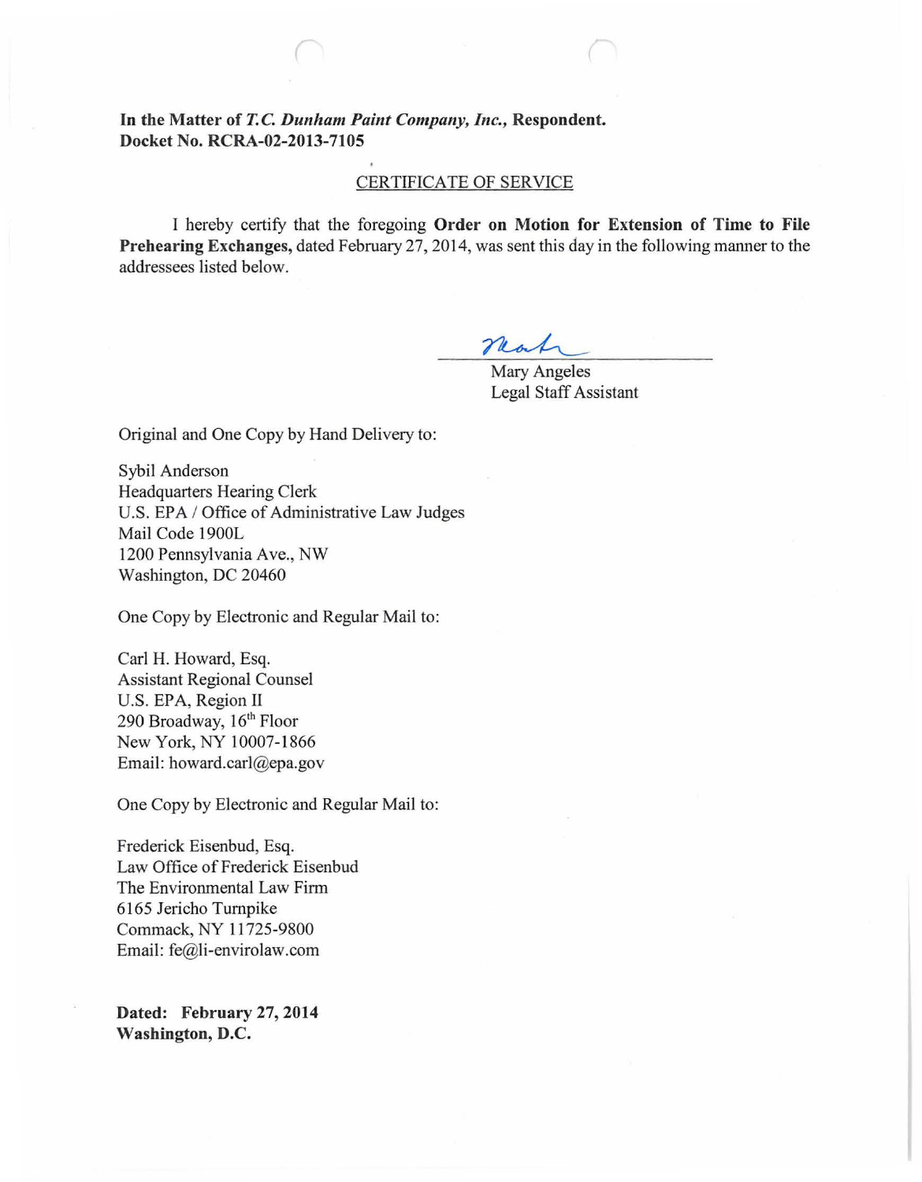**In the Matter of *T.C. Dunham Paint Company, Inc.,* Respondent.**
**Docket No. RCRA-02-2013-7105**

CERTIFICATE OF SERVICE

I hereby certify that the foregoing **Order on Motion for Extension of Time to File Prehearing Exchanges,** dated February 27, 2014, was sent this day in the following manner to the addressees listed below.

Mary Angeles
Legal Staff Assistant

Original and One Copy by Hand Delivery to:

Sybil Anderson
Headquarters Hearing Clerk
U.S. EPA / Office of Administrative Law Judges
Mail Code 1900L
1200 Pennsylvania Ave., NW
Washington, DC 20460

One Copy by Electronic and Regular Mail to:

Carl H. Howard, Esq.
Assistant Regional Counsel
U.S. EPA, Region II
290 Broadway, 16th Floor
New York, NY 10007-1866
Email: howard.carl@epa.gov

One Copy by Electronic and Regular Mail to:

Frederick Eisenbud, Esq.
Law Office of Frederick Eisenbud
The Environmental Law Firm
6165 Jericho Turnpike
Commack, NY 11725-9800
Email: fe@li-envirolaw.com

**Dated: February 27, 2014**
**Washington, D.C.**